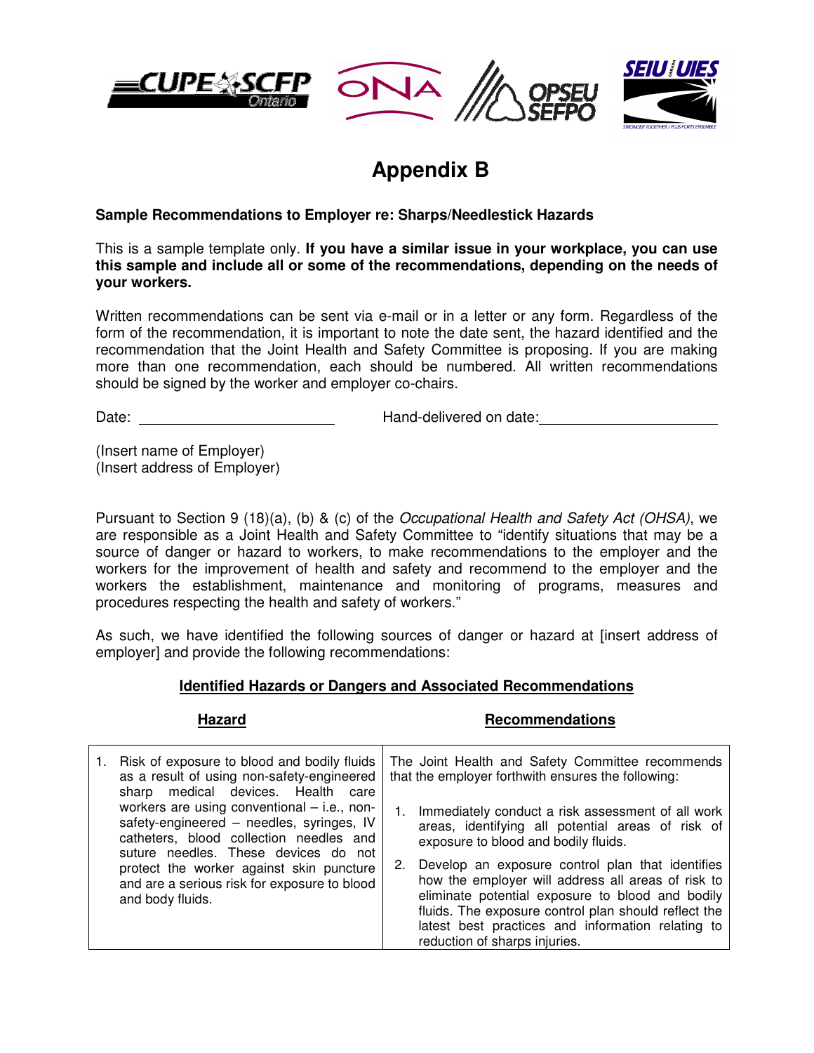# Appendix B

**Sample Recommendations to Employer re: Sharps/Needlestick Hazards**

This is a sample template only. **If you have a similar issue in your workplace, you can use this sample and include all or some of the recommendations, depending on the needs of your workers.**

Written recommendations can be sent via e-mail or in a letter or any form. Regardless of the form of the recommendation, it is important to note the date sent, the hazard identified and the recommendation that the Joint Health and Safety Committee is proposing. If you are making more than one recommendation, each should be numbered. All written recommendations should be signed by the worker and employer co-chairs.

Date: ______________________ Hand-delivered on date: ______________________

(Insert name of Employer)
(Insert address of Employer)

Pursuant to Section 9 (18)(a), (b) & (c) of the *Occupational Health and Safety Act (OHSA)*, we are responsible as a Joint Health and Safety Committee to "identify situations that may be a source of danger or hazard to workers, to make recommendations to the employer and the workers for the improvement of health and safety and recommend to the employer and the workers the establishment, maintenance and monitoring of programs, measures and procedures respecting the health and safety of workers."

As such, we have identified the following sources of danger or hazard at [insert address of employer] and provide the following recommendations:

**Identified Hazards or Dangers and Associated Recommendations**

| Hazard | Recommendations |
|---|---|
| 1. Risk of exposure to blood and bodily fluids as a result of using non-safety-engineered sharp medical devices. Health care workers are using conventional – i.e., non-safety-engineered – needles, syringes, IV catheters, blood collection needles and suture needles. These devices do not protect the worker against skin puncture and are a serious risk for exposure to blood and body fluids. | The Joint Health and Safety Committee recommends that the employer forthwith ensures the following:<br><br>1. Immediately conduct a risk assessment of all work areas, identifying all potential areas of risk of exposure to blood and bodily fluids.<br><br>2. Develop an exposure control plan that identifies how the employer will address all areas of risk to eliminate potential exposure to blood and bodily fluids. The exposure control plan should reflect the latest best practices and information relating to reduction of sharps injuries. |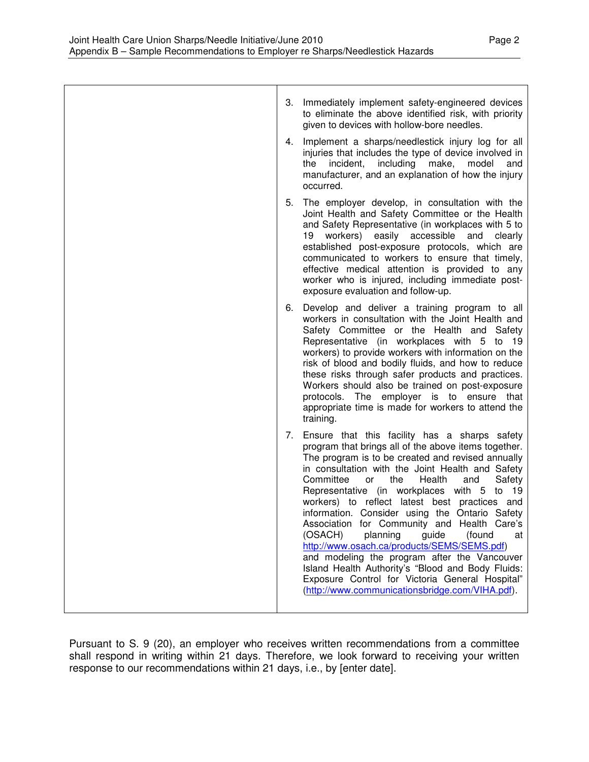| | 3. Immediately implement safety-engineered devices to eliminate the above identified risk, with priority given to devices with hollow-bore needles.<br><br>4. Implement a sharps/needlestick injury log for all injuries that includes the type of device involved in the incident, including make, model and manufacturer, and an explanation of how the injury occurred.<br><br>5. The employer develop, in consultation with the Joint Health and Safety Committee or the Health and Safety Representative (in workplaces with 5 to 19 workers) easily accessible and clearly established post-exposure protocols, which are communicated to workers to ensure that timely, effective medical attention is provided to any worker who is injured, including immediate post-exposure evaluation and follow-up.<br><br>6. Develop and deliver a training program to all workers in consultation with the Joint Health and Safety Committee or the Health and Safety Representative (in workplaces with 5 to 19 workers) to provide workers with information on the risk of blood and bodily fluids, and how to reduce these risks through safer products and practices. Workers should also be trained on post-exposure protocols. The employer is to ensure that appropriate time is made for workers to attend the training.<br><br>7. Ensure that this facility has a sharps safety program that brings all of the above items together. The program is to be created and revised annually in consultation with the Joint Health and Safety Committee or the Health and Safety Representative (in workplaces with 5 to 19 workers) to reflect latest best practices and information. Consider using the Ontario Safety Association for Community and Health Care's (OSACH) planning guide (found at http://www.osach.ca/products/SEMS/SEMS.pdf) and modeling the program after the Vancouver Island Health Authority's "Blood and Body Fluids: Exposure Control for Victoria General Hospital" (http://www.communicationsbridge.com/VIHA.pdf). |
|---|---|

Pursuant to S. 9 (20), an employer who receives written recommendations from a committee shall respond in writing within 21 days. Therefore, we look forward to receiving your written response to our recommendations within 21 days, i.e., by [enter date].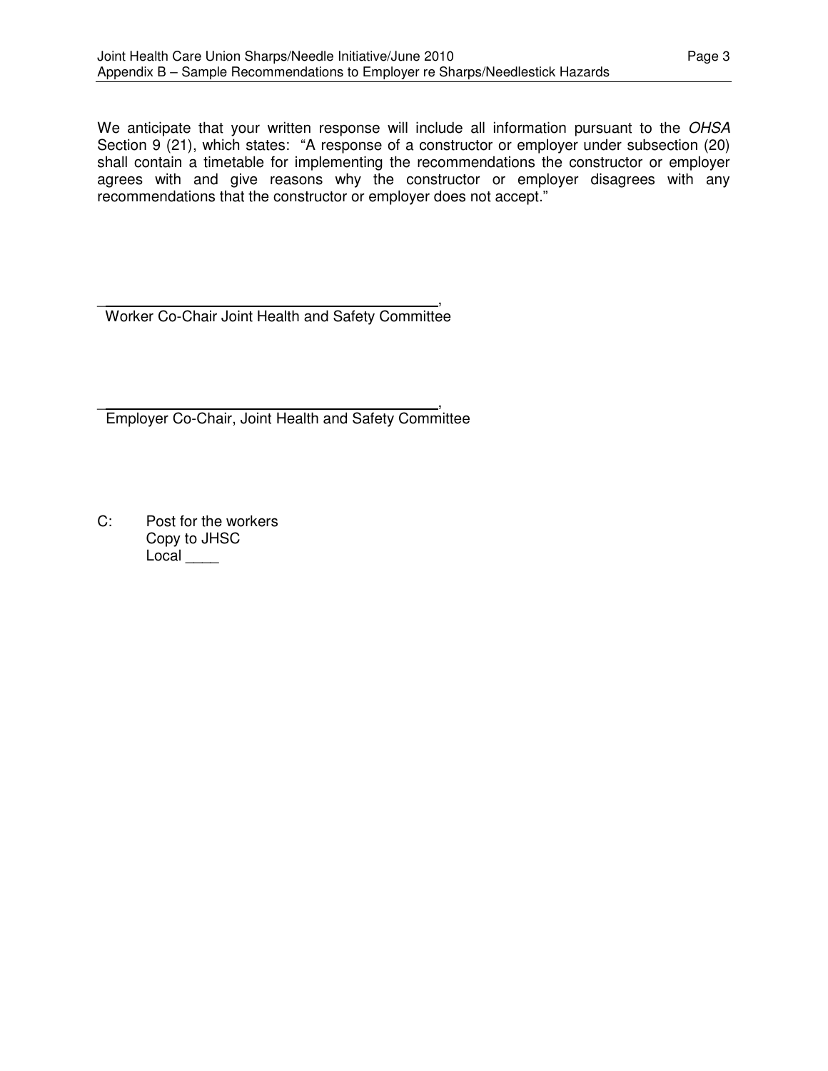We anticipate that your written response will include all information pursuant to the *OHSA* Section 9 (21), which states: "A response of a constructor or employer under subsection (20) shall contain a timetable for implementing the recommendations the constructor or employer agrees with and give reasons why the constructor or employer disagrees with any recommendations that the constructor or employer does not accept."

_________________________________________,
Worker Co-Chair Joint Health and Safety Committee

_________________________________________,
Employer Co-Chair, Joint Health and Safety Committee

C: Post for the workers
Copy to JHSC
Local ____